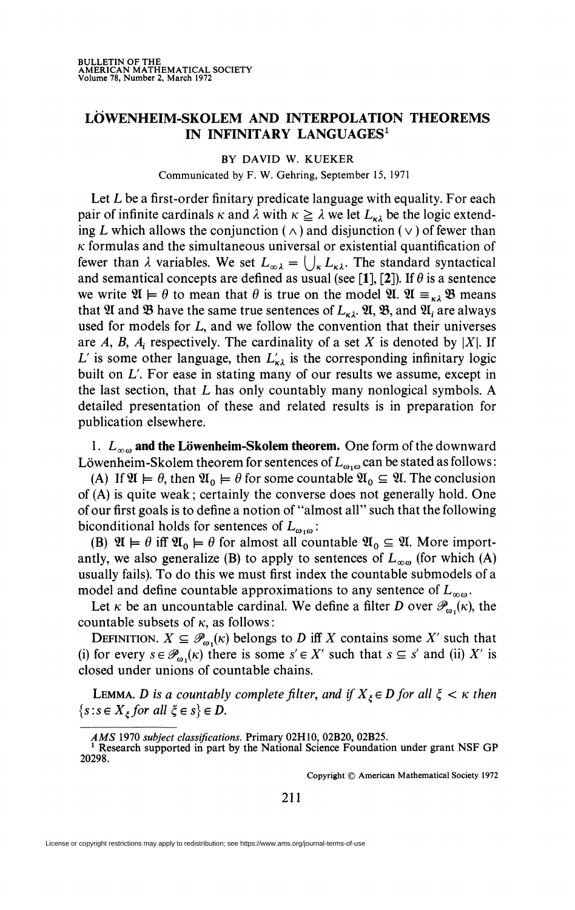# LÖWENHEIM-SKOLEM AND INTERPOLATION THEOREMS IN INFINITARY LANGUAGES[1]

BY DAVID W. KUEKER

Communicated by F. W. Gehring, September 15, 1971

Let $L$ be a first-order finitary predicate language with equality. For each pair of infinite cardinals $\kappa$ and $\lambda$ with $\kappa \geqq \lambda$ we let $L_{\kappa\lambda}$ be the logic extending $L$ which allows the conjunction ($\wedge$) and disjunction ($\vee$) of fewer than $\kappa$ formulas and the simultaneous universal or existential quantification of fewer than $\lambda$ variables. We set $L_{\infty\lambda} = \bigcup_\kappa L_{\kappa\lambda}$. The standard syntactical and semantical concepts are defined as usual (see [1], [2]). If $\theta$ is a sentence we write $\mathfrak{A} \models \theta$ to mean that $\theta$ is true on the model $\mathfrak{A}$. $\mathfrak{A} \equiv_{\kappa\lambda} \mathfrak{B}$ means that $\mathfrak{A}$ and $\mathfrak{B}$ have the same true sentences of $L_{\kappa\lambda}$. $\mathfrak{A}$, $\mathfrak{B}$, and $\mathfrak{A}_i$ are always used for models for $L$, and we follow the convention that their universes are $A$, $B$, $A_i$ respectively. The cardinality of a set $X$ is denoted by $|X|$. If $L'$ is some other language, then $L'_{\kappa\lambda}$ is the corresponding infinitary logic built on $L'$. For ease in stating many of our results we assume, except in the last section, that $L$ has only countably many nonlogical symbols. A detailed presentation of these and related results is in preparation for publication elsewhere.

1. **$L_{\infty\omega}$ and the Löwenheim-Skolem theorem.** One form of the downward Löwenheim-Skolem theorem for sentences of $L_{\omega_1\omega}$ can be stated as follows:

(A) If $\mathfrak{A} \models \theta$, then $\mathfrak{A}_0 \models \theta$ for some countable $\mathfrak{A}_0 \subseteq \mathfrak{A}$. The conclusion of (A) is quite weak; certainly the converse does not generally hold. One of our first goals is to define a notion of "almost all" such that the following biconditional holds for sentences of $L_{\omega_1\omega}$:

(B) $\mathfrak{A} \models \theta$ iff $\mathfrak{A}_0 \models \theta$ for almost all countable $\mathfrak{A}_0 \subseteq \mathfrak{A}$. More importantly, we also generalize (B) to apply to sentences of $L_{\infty\omega}$ (for which (A) usually fails). To do this we must first index the countable submodels of a model and define countable approximations to any sentence of $L_{\infty\omega}$.

Let $\kappa$ be an uncountable cardinal. We define a filter $D$ over $\mathscr{P}_{\omega_1}(\kappa)$, the countable subsets of $\kappa$, as follows:

DEFINITION. $X \subseteq \mathscr{P}_{\omega_1}(\kappa)$ belongs to $D$ iff $X$ contains some $X'$ such that (i) for every $s \in \mathscr{P}_{\omega_1}(\kappa)$ there is some $s' \in X'$ such that $s \subseteq s'$ and (ii) $X'$ is closed under unions of countable chains.

LEMMA. *$D$ is a countably complete filter, and if $X_\xi \in D$ for all $\xi < \kappa$ then $\{s : s \in X_\xi \text{ for all } \xi \in s\} \in D$.*

---

*AMS* 1970 *subject classifications.* Primary 02H10, 02B20, 02B25.

[1] Research supported in part by the National Science Foundation under grant NSF GP 20298.

Copyright © American Mathematical Society 1972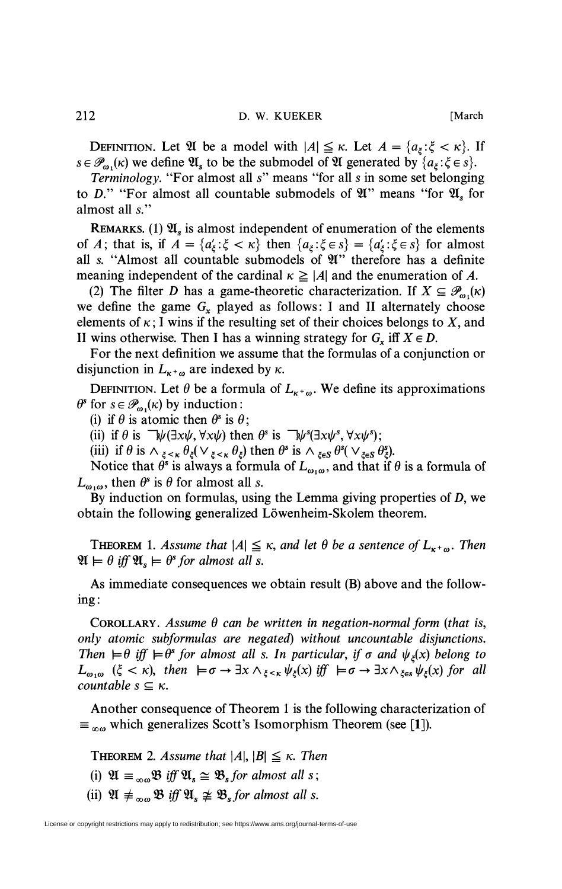DEFINITION. Let $\mathfrak{A}$ be a model with $|A| \leqq \kappa$. Let $A = \{a_\xi : \xi < \kappa\}$. If $s \in \mathscr{P}_{\omega_1}(\kappa)$ we define $\mathfrak{A}_s$ to be the submodel of $\mathfrak{A}$ generated by $\{a_\xi : \xi \in s\}$.

*Terminology.* "For almost all $s$" means "for all $s$ in some set belonging to $D$." "For almost all countable submodels of $\mathfrak{A}$" means "for $\mathfrak{A}_s$ for almost all $s$."

REMARKS. (1) $\mathfrak{A}_s$ is almost independent of enumeration of the elements of $A$; that is, if $A = \{a'_\xi : \xi < \kappa\}$ then $\{a_\xi : \xi \in s\} = \{a'_\xi : \xi \in s\}$ for almost all $s$. "Almost all countable submodels of $\mathfrak{A}$" therefore has a definite meaning independent of the cardinal $\kappa \geqq |A|$ and the enumeration of $A$.

(2) The filter $D$ has a game-theoretic characterization. If $X \subseteq \mathscr{P}_{\omega_1}(\kappa)$ we define the game $G_x$ played as follows: I and II alternately choose elements of $\kappa$; I wins if the resulting set of their choices belongs to $X$, and II wins otherwise. Then I has a winning strategy for $G_x$ iff $X \in D$.

For the next definition we assume that the formulas of a conjunction or disjunction in $L_{\kappa^+\omega}$ are indexed by $\kappa$.

DEFINITION. Let $\theta$ be a formula of $L_{\kappa^+\omega}$. We define its approximations $\theta^s$ for $s \in \mathscr{P}_{\omega_1}(\kappa)$ by induction:

(i) if $\theta$ is atomic then $\theta^s$ is $\theta$;

(ii) if $\theta$ is $\neg\psi(\exists x\psi, \forall x\psi)$ then $\theta^s$ is $\neg\psi^s(\exists x\psi^s, \forall x\psi^s)$;

(iii) if $\theta$ is $\wedge_{\xi<\kappa}\theta_\xi(\vee_{\xi<\kappa}\theta_\xi)$ then $\theta^s$ is $\wedge_{\xi\in S}\theta^s(\vee_{\xi\in S}\theta^s_\xi)$.

Notice that $\theta^s$ is always a formula of $L_{\omega_1\omega}$, and that if $\theta$ is a formula of $L_{\omega_1\omega}$, then $\theta^s$ is $\theta$ for almost all $s$.

By induction on formulas, using the Lemma giving properties of $D$, we obtain the following generalized Löwenheim-Skolem theorem.

THEOREM 1. *Assume that $|A| \leqq \kappa$, and let $\theta$ be a sentence of $L_{\kappa^+\omega}$. Then $\mathfrak{A} \models \theta$ iff $\mathfrak{A}_s \models \theta^s$ for almost all $s$.*

As immediate consequences we obtain result (B) above and the following:

COROLLARY. *Assume $\theta$ can be written in negation-normal form (that is, only atomic subformulas are negated) without uncountable disjunctions. Then $\models\theta$ iff $\models\theta^s$ for almost all $s$. In particular, if $\sigma$ and $\psi_\xi(x)$ belong to $L_{\omega_1\omega}$ ($\xi < \kappa$), then $\models \sigma \rightarrow \exists x \wedge_{\xi<\kappa}\psi_\xi(x)$ iff $\models \sigma \rightarrow \exists x \wedge_{\xi\in s}\psi_\xi(x)$ for all countable $s \subseteq \kappa$.*

Another consequence of Theorem 1 is the following characterization of $\equiv_{\infty\omega}$ which generalizes Scott's Isomorphism Theorem (see [1]).

THEOREM 2. *Assume that $|A|, |B| \leqq \kappa$. Then*

(i) $\mathfrak{A} \equiv_{\infty\omega} \mathfrak{B}$ *iff* $\mathfrak{A}_s \cong \mathfrak{B}_s$ *for almost all* $s$;

(ii) $\mathfrak{A} \not\equiv_{\infty\omega} \mathfrak{B}$ *iff* $\mathfrak{A}_s \not\cong \mathfrak{B}_s$ *for almost all* $s$.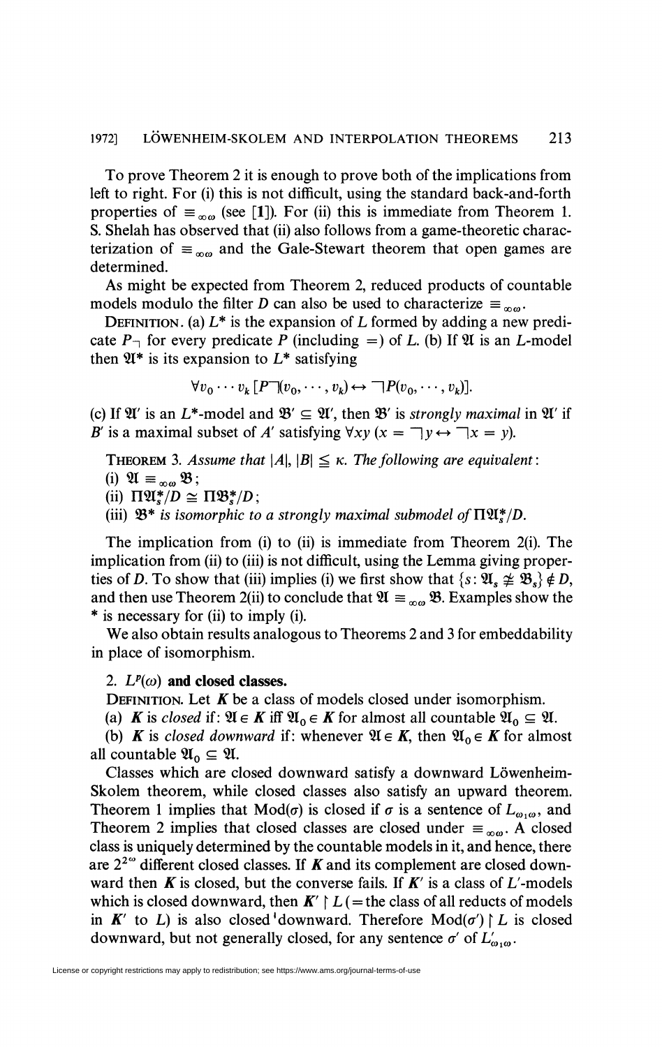To prove Theorem 2 it is enough to prove both of the implications from left to right. For (i) this is not difficult, using the standard back-and-forth properties of $\equiv_{\infty\omega}$ (see [1]). For (ii) this is immediate from Theorem 1. S. Shelah has observed that (ii) also follows from a game-theoretic characterization of $\equiv_{\infty\omega}$ and the Gale-Stewart theorem that open games are determined.

As might be expected from Theorem 2, reduced products of countable models modulo the filter $D$ can also be used to characterize $\equiv_{\infty\omega}$.

DEFINITION. (a) $L^*$ is the expansion of $L$ formed by adding a new predicate $P_\neg$ for every predicate $P$ (including $=$) of $L$. (b) If $\mathfrak{A}$ is an $L$-model then $\mathfrak{A}^*$ is its expansion to $L^*$ satisfying

$$\forall v_0 \cdots v_k \, [P_\neg(v_0, \cdots, v_k) \leftrightarrow \neg P(v_0, \cdots, v_k)].$$

(c) If $\mathfrak{A}'$ is an $L^*$-model and $\mathfrak{B}' \subseteq \mathfrak{A}'$, then $\mathfrak{B}'$ is *strongly maximal* in $\mathfrak{A}'$ if $B'$ is a maximal subset of $A'$ satisfying $\forall xy\,(x =_\neg y \leftrightarrow \neg x = y)$.

THEOREM 3. *Assume that $|A|, |B| \leqq \kappa$. The following are equivalent:*
(i) $\mathfrak{A} \equiv_{\infty\omega} \mathfrak{B}$;
(ii) $\Pi\mathfrak{A}_s^*/D \cong \Pi\mathfrak{B}_s^*/D$;
(iii) *$\mathfrak{B}^*$ is isomorphic to a strongly maximal submodel of $\Pi\mathfrak{A}_s^*/D$.*

The implication from (i) to (ii) is immediate from Theorem 2(i). The implication from (ii) to (iii) is not difficult, using the Lemma giving properties of $D$. To show that (iii) implies (i) we first show that $\{s\colon \mathfrak{A}_s \not\cong \mathfrak{B}_s\} \notin D$, and then use Theorem 2(ii) to conclude that $\mathfrak{A} \equiv_{\infty\omega} \mathfrak{B}$. Examples show the * is necessary for (ii) to imply (i).

We also obtain results analogous to Theorems 2 and 3 for embeddability in place of isomorphism.

## 2. $L^p(\omega)$ and closed classes.

DEFINITION. Let $\boldsymbol{K}$ be a class of models closed under isomorphism.

(a) $\boldsymbol{K}$ is *closed* if: $\mathfrak{A} \in \boldsymbol{K}$ iff $\mathfrak{A}_0 \in \boldsymbol{K}$ for almost all countable $\mathfrak{A}_0 \subseteq \mathfrak{A}$.

(b) $\boldsymbol{K}$ is *closed downward* if: whenever $\mathfrak{A} \in \boldsymbol{K}$, then $\mathfrak{A}_0 \in \boldsymbol{K}$ for almost all countable $\mathfrak{A}_0 \subseteq \mathfrak{A}$.

Classes which are closed downward satisfy a downward Löwenheim-Skolem theorem, while closed classes also satisfy an upward theorem. Theorem 1 implies that $\text{Mod}(\sigma)$ is closed if $\sigma$ is a sentence of $L_{\omega_1\omega}$, and Theorem 2 implies that closed classes are closed under $\equiv_{\infty\omega}$. A closed class is uniquely determined by the countable models in it, and hence, there are $2^{2^\omega}$ different closed classes. If $\boldsymbol{K}$ and its complement are closed downward then $\boldsymbol{K}$ is closed, but the converse fails. If $\boldsymbol{K}'$ is a class of $L'$-models which is closed downward, then $\boldsymbol{K}' \restriction L$ (= the class of all reducts of models in $\boldsymbol{K}'$ to $L$) is also closed downward. Therefore $\text{Mod}(\sigma') \restriction L$ is closed downward, but not generally closed, for any sentence $\sigma'$ of $L'_{\omega_1\omega}$.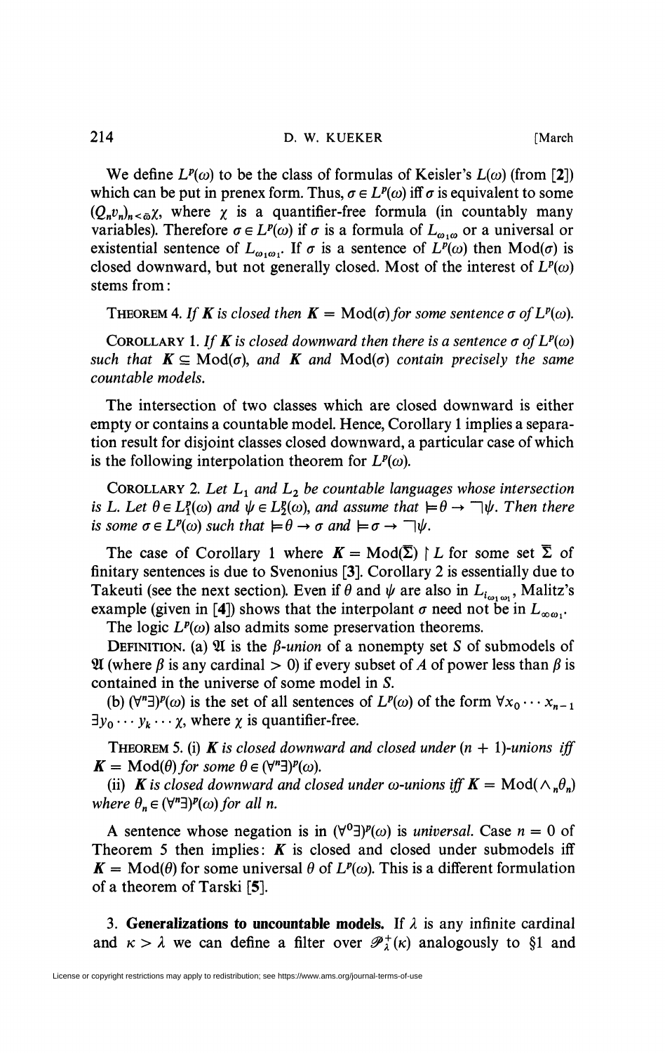We define $L^p(\omega)$ to be the class of formulas of Keisler's $L(\omega)$ (from [2]) which can be put in prenex form. Thus, $\sigma \in L^p(\omega)$ iff $\sigma$ is equivalent to some $(Q_n v_n)_{n<\bar{\omega}}\chi$, where $\chi$ is a quantifier-free formula (in countably many variables). Therefore $\sigma \in L^p(\omega)$ if $\sigma$ is a formula of $L_{\omega_1\omega}$ or a universal or existential sentence of $L_{\omega_1\omega_1}$. If $\sigma$ is a sentence of $L^p(\omega)$ then $\operatorname{Mod}(\sigma)$ is closed downward, but not generally closed. Most of the interest of $L^p(\omega)$ stems from:

THEOREM 4. *If $\boldsymbol{K}$ is closed then $\boldsymbol{K} = \operatorname{Mod}(\sigma)$ for some sentence $\sigma$ of $L^p(\omega)$.*

COROLLARY 1. *If $\boldsymbol{K}$ is closed downward then there is a sentence $\sigma$ of $L^p(\omega)$ such that $\boldsymbol{K} \subseteq \operatorname{Mod}(\sigma)$, and $\boldsymbol{K}$ and $\operatorname{Mod}(\sigma)$ contain precisely the same countable models.*

The intersection of two classes which are closed downward is either empty or contains a countable model. Hence, Corollary 1 implies a separation result for disjoint classes closed downward, a particular case of which is the following interpolation theorem for $L^p(\omega)$.

COROLLARY 2. *Let $L_1$ and $L_2$ be countable languages whose intersection is $L$. Let $\theta \in L_1^p(\omega)$ and $\psi \in L_2^p(\omega)$, and assume that $\models \theta \to \neg\psi$. Then there is some $\sigma \in L^p(\omega)$ such that $\models \theta \to \sigma$ and $\models \sigma \to \neg\psi$.*

The case of Corollary 1 where $\boldsymbol{K} = \operatorname{Mod}(\bar{\Sigma}) \upharpoonright L$ for some set $\bar{\Sigma}$ of finitary sentences is due to Svenonius [3]. Corollary 2 is essentially due to Takeuti (see the next section). Even if $\theta$ and $\psi$ are also in $L_{i_{\omega_1}\omega_1}$, Malitz's example (given in [4]) shows that the interpolant $\sigma$ need not be in $L_{\infty\omega_1}$.

The logic $L^p(\omega)$ also admits some preservation theorems.

DEFINITION. (a) $\mathfrak{A}$ is the *$\beta$-union* of a nonempty set $S$ of submodels of $\mathfrak{A}$ (where $\beta$ is any cardinal $> 0$) if every subset of $A$ of power less than $\beta$ is contained in the universe of some model in $S$.

(b) $(\forall^n\exists)^p(\omega)$ is the set of all sentences of $L^p(\omega)$ of the form $\forall x_0 \cdots x_{n-1} \exists y_0 \cdots y_k \cdots \chi$, where $\chi$ is quantifier-free.

THEOREM 5. (i) *$\boldsymbol{K}$ is closed downward and closed under $(n+1)$-unions iff $\boldsymbol{K} = \operatorname{Mod}(\theta)$ for some $\theta \in (\forall^n\exists)^p(\omega)$.*

(ii) *$\boldsymbol{K}$ is closed downward and closed under $\omega$-unions iff $\boldsymbol{K} = \operatorname{Mod}(\wedge_n \theta_n)$ where $\theta_n \in (\forall^n\exists)^p(\omega)$ for all $n$.*

A sentence whose negation is in $(\forall^0\exists)^p(\omega)$ is *universal*. Case $n = 0$ of Theorem 5 then implies: $\boldsymbol{K}$ is closed and closed under submodels iff $\boldsymbol{K} = \operatorname{Mod}(\theta)$ for some universal $\theta$ of $L^p(\omega)$. This is a different formulation of a theorem of Tarski [5].

3. **Generalizations to uncountable models.** If $\lambda$ is any infinite cardinal and $\kappa > \lambda$ we can define a filter over $\mathscr{P}_\lambda^+(\kappa)$ analogously to §1 and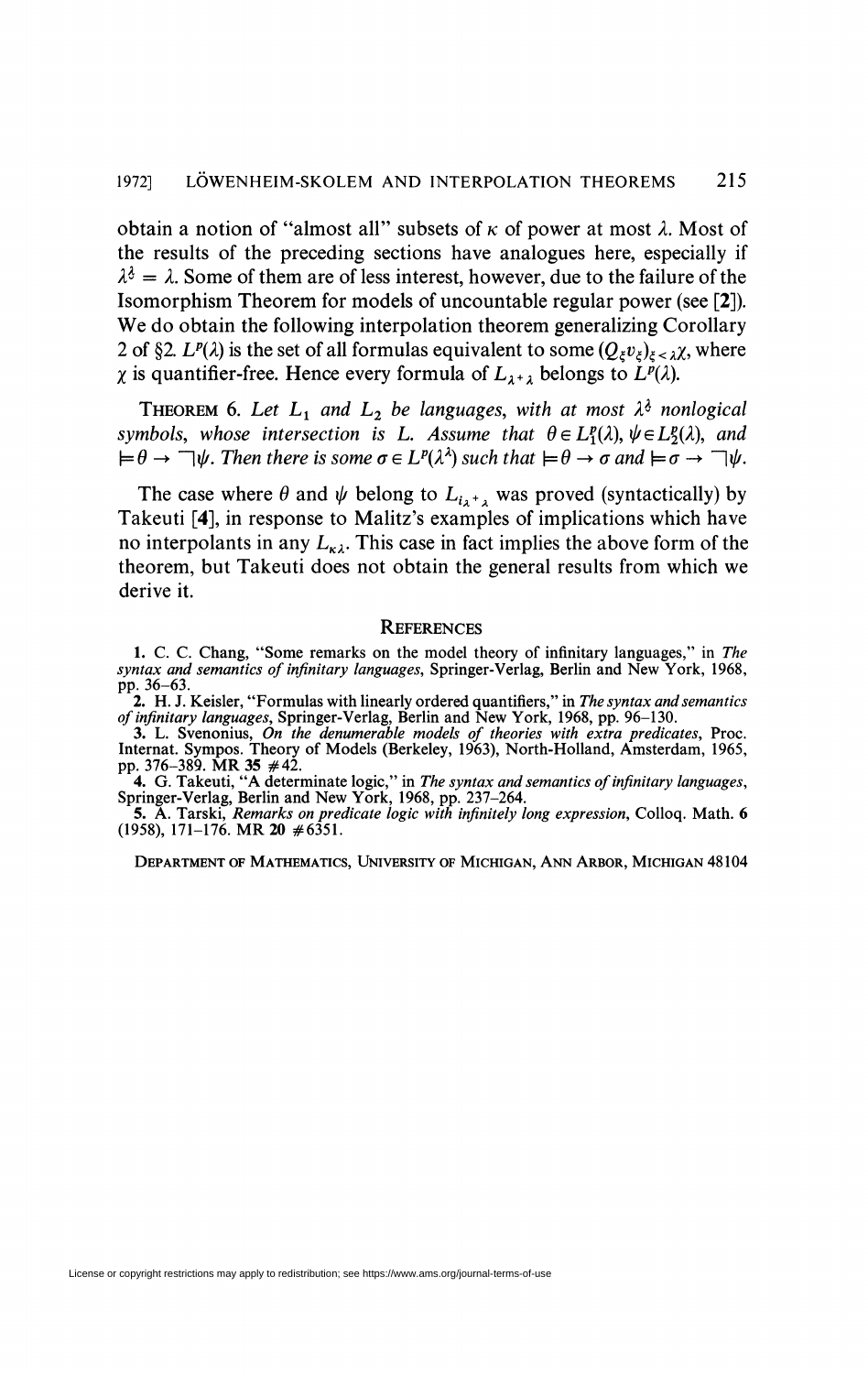obtain a notion of "almost all" subsets of $\kappa$ of power at most $\lambda$. Most of the results of the preceding sections have analogues here, especially if $\lambda^{\underline{\lambda}} = \lambda$. Some of them are of less interest, however, due to the failure of the Isomorphism Theorem for models of uncountable regular power (see [**2**]). We do obtain the following interpolation theorem generalizing Corollary 2 of §2. $L^p(\lambda)$ is the set of all formulas equivalent to some $(Q_\xi v_\xi)_{\xi<\lambda}\chi$, where $\chi$ is quantifier-free. Hence every formula of $L_{\lambda^+\lambda}$ belongs to $L^p(\lambda)$.

THEOREM 6. *Let $L_1$ and $L_2$ be languages, with at most $\lambda^{\underline{\lambda}}$ nonlogical symbols, whose intersection is $L$. Assume that $\theta \in L_1^p(\lambda)$, $\psi \in L_2^p(\lambda)$, and $\models \theta \to \neg\psi$. Then there is some $\sigma \in L^p(\lambda^\lambda)$ such that $\models \theta \to \sigma$ and $\models \sigma \to \neg\psi$.*

The case where $\theta$ and $\psi$ belong to $L_{i_\lambda{}^+\lambda}$ was proved (syntactically) by Takeuti [**4**], in response to Malitz's examples of implications which have no interpolants in any $L_{\kappa\lambda}$. This case in fact implies the above form of the theorem, but Takeuti does not obtain the general results from which we derive it.

## REFERENCES

1. C. C. Chang, "Some remarks on the model theory of infinitary languages," in *The syntax and semantics of infinitary languages*, Springer-Verlag, Berlin and New York, 1968, pp. 36–63.
2. H. J. Keisler, "Formulas with linearly ordered quantifiers," in *The syntax and semantics of infinitary languages*, Springer-Verlag, Berlin and New York, 1968, pp. 96–130.
3. L. Svenonius, *On the denumerable models of theories with extra predicates*, Proc. Internat. Sympos. Theory of Models (Berkeley, 1963), North-Holland, Amsterdam, 1965, pp. 376–389. MR **35** #42.
4. G. Takeuti, "A determinate logic," in *The syntax and semantics of infinitary languages*, Springer-Verlag, Berlin and New York, 1968, pp. 237–264.
5. A. Tarski, *Remarks on predicate logic with infinitely long expression*, Colloq. Math. **6** (1958), 171–176. MR **20** #6351.

DEPARTMENT OF MATHEMATICS, UNIVERSITY OF MICHIGAN, ANN ARBOR, MICHIGAN 48104